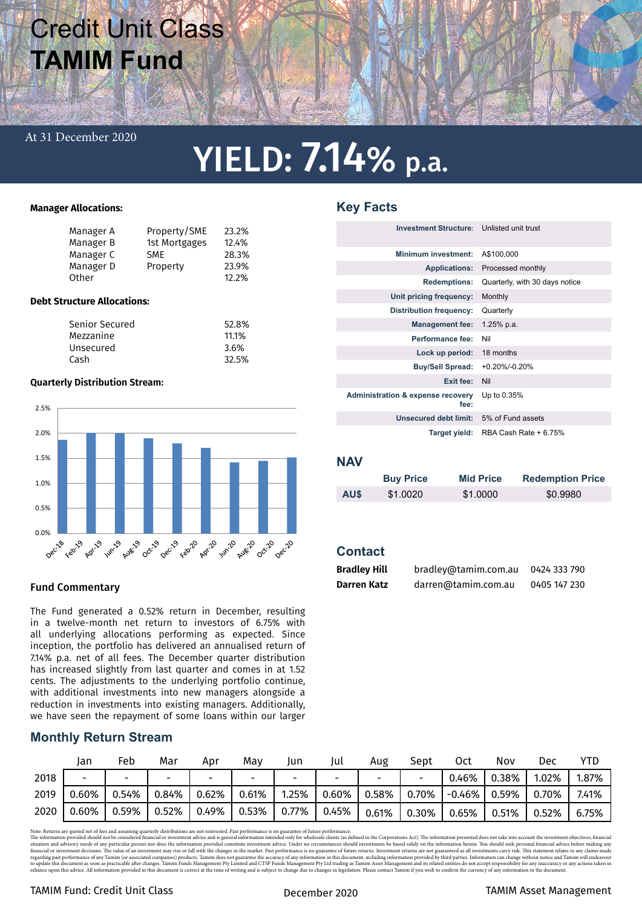# Credit Unit Class
# TAMIM Fund

At 31 December 2020

## YIELD: 7.14% p.a.

**Manager Allocations:**

| | | |
|---|---|---|
| Manager A | Property/SME | 23.2% |
| Manager B | 1st Mortgages | 12.4% |
| Manager C | SME | 28.3% |
| Manager D | Property | 23.9% |
| Other | | 12.2% |

**Debt Structure Allocations:**

| | |
|---|---|
| Senior Secured | 52.8% |
| Mezzanine | 11.1% |
| Unsecured | 3.6% |
| Cash | 32.5% |

**Quarterly Distribution Stream:**

| Quarter | Dec-18 | Apr-19 | Jun-19 | Oct-19 | Dec-19 | Apr-20 | Jun-20 | Oct-20 | Dec-20 |
|---|---|---|---|---|---|---|---|---|---|
| Distribution (approx.) | 1.87% | 2.0% | 2.0% | 1.9% | 1.8% | 1.7% | 1.4% | 1.45% | 1.52% |

### Fund Commentary

The Fund generated a 0.52% return in December, resulting in a twelve-month net return to investors of 6.75% with all underlying allocations performing as expected. Since inception, the portfolio has delivered an annualised return of 7.14% p.a. net of all fees. The December quarter distribution has increased slightly from last quarter and comes in at 1.52 cents. The adjustments to the underlying portfolio continue, with additional investments into new managers alongside a reduction in investments into existing managers. Additionally, we have seen the repayment of some loans within our larger

## Key Facts

| | |
|---|---|
| **Investment Structure:** | Unlisted unit trust |
| **Minimum investment:** | A$100,000 |
| **Applications:** | Processed monthly |
| **Redemptions:** | Quarterly, with 30 days notice |
| **Unit pricing frequency:** | Monthly |
| **Distribution frequency:** | Quarterly |
| **Management fee:** | 1.25% p.a. |
| **Performance fee:** | Nil |
| **Lock up period:** | 18 months |
| **Buy/Sell Spread:** | +0.20%/-0.20% |
| **Exit fee:** | Nil |
| **Administration & expense recovery fee:** | Up to 0.35% |
| **Unsecured debt limit:** | 5% of Fund assets |
| **Target yield:** | RBA Cash Rate + 6.75% |

## NAV

| | Buy Price | Mid Price | Redemption Price |
|---|---|---|---|
| **AU$** | $1.0020 | $1.0000 | $0.9980 |

## Contact

| | | |
|---|---|---|
| **Bradley Hill** | bradley@tamim.com.au | 0424 333 790 |
| **Darren Katz** | darren@tamim.com.au | 0405 147 230 |

## Monthly Return Stream

| | Jan | Feb | Mar | Apr | May | Jun | Jul | Aug | Sept | Oct | Nov | Dec | YTD |
|---|---|---|---|---|---|---|---|---|---|---|---|---|---|
| 2018 | - | - | - | - | - | - | - | - | - | 0.46% | 0.38% | 1.02% | 1.87% |
| 2019 | 0.60% | 0.54% | 0.84% | 0.62% | 0.61% | 1.25% | 0.60% | 0.58% | 0.70% | -0.46% | 0.59% | 0.70% | 7.41% |
| 2020 | 0.60% | 0.59% | 0.52% | 0.49% | 0.53% | 0.77% | 0.45% | 0.61% | 0.30% | 0.65% | 0.51% | 0.52% | 6.75% |

Note: Returns are quoted net of fees and assuming quarterly distributions are not reinvested. Past performance is no guarantee of future performance.
The information provided should not be considered financial or investment advice and is general information intended only for wholesale clients (as defined in the Corporations Act). The information presented does not take into account the investment objectives, financial situation and advisory needs of any particular person nor does the information provided constitute investment advice. Under no circumstances should investments be based solely on the information herein. You should seek personal financial advice before making any financial or investment decisions. The value of an investment may rise or fall with the changes in the market. Past performance is no guarantee of future returns. Investment returns are not guaranteed as all investments carry risk. This statement relates to any claims made regarding past performance of any Tamim (or associated companies) products. Tamim does not guarantee the accuracy of any information in this document, including information provided by third parties. Information can change without notice and Tamim will endeavour to update this document as soon as practicable after changes. Tamim Funds Management Pty Limited and CTSP Funds Management Pty Ltd trading as Tamim Asset Management and its related entities do not accept responsibility for any inaccuracy or any actions taken in reliance upon this advice. All information provided in this document is correct at the time of writing and is subject to change due to changes in legislation. Please contact Tamim if you wish to confirm the currency of any information in the document.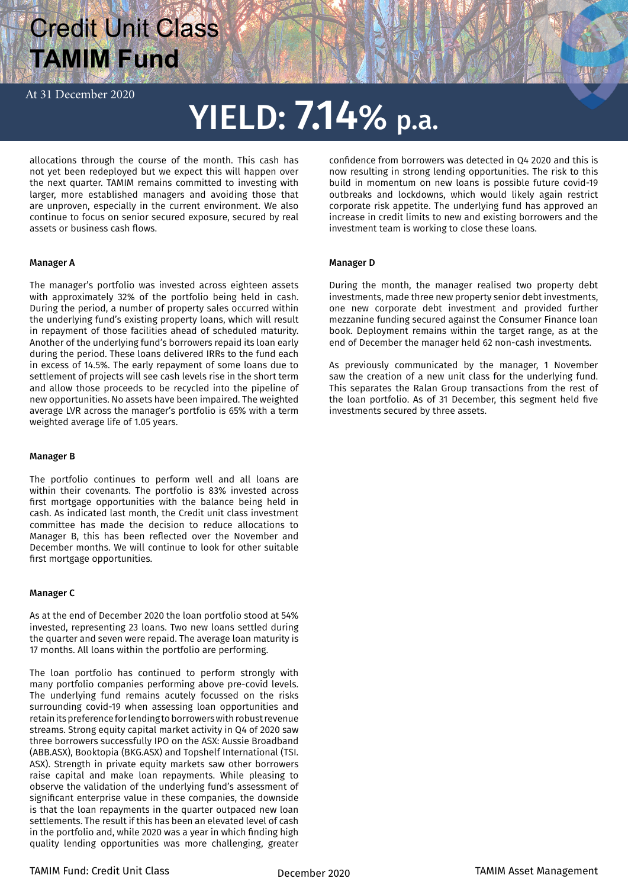# Credit Unit Class
# TAMIM Fund

At 31 December 2020

## YIELD: 7.14% p.a.

allocations through the course of the month. This cash has not yet been redeployed but we expect this will happen over the next quarter. TAMIM remains committed to investing with larger, more established managers and avoiding those that are unproven, especially in the current environment. We also continue to focus on senior secured exposure, secured by real assets or business cash flows.

**Manager A**

The manager's portfolio was invested across eighteen assets with approximately 32% of the portfolio being held in cash. During the period, a number of property sales occurred within the underlying fund's existing property loans, which will result in repayment of those facilities ahead of scheduled maturity. Another of the underlying fund's borrowers repaid its loan early during the period. These loans delivered IRRs to the fund each in excess of 14.5%. The early repayment of some loans due to settlement of projects will see cash levels rise in the short term and allow those proceeds to be recycled into the pipeline of new opportunities. No assets have been impaired. The weighted average LVR across the manager's portfolio is 65% with a term weighted average life of 1.05 years.

**Manager B**

The portfolio continues to perform well and all loans are within their covenants. The portfolio is 83% invested across first mortgage opportunities with the balance being held in cash. As indicated last month, the Credit unit class investment committee has made the decision to reduce allocations to Manager B, this has been reflected over the November and December months. We will continue to look for other suitable first mortgage opportunities.

**Manager C**

As at the end of December 2020 the loan portfolio stood at 54% invested, representing 23 loans. Two new loans settled during the quarter and seven were repaid. The average loan maturity is 17 months. All loans within the portfolio are performing.

The loan portfolio has continued to perform strongly with many portfolio companies performing above pre-covid levels. The underlying fund remains acutely focussed on the risks surrounding covid-19 when assessing loan opportunities and retain its preference for lending to borrowers with robust revenue streams. Strong equity capital market activity in Q4 of 2020 saw three borrowers successfully IPO on the ASX: Aussie Broadband (ABB.ASX), Booktopia (BKG.ASX) and Topshelf International (TSI.ASX). Strength in private equity markets saw other borrowers raise capital and make loan repayments. While pleasing to observe the validation of the underlying fund's assessment of significant enterprise value in these companies, the downside is that the loan repayments in the quarter outpaced new loan settlements. The result if this has been an elevated level of cash in the portfolio and, while 2020 was a year in which finding high quality lending opportunities was more challenging, greater confidence from borrowers was detected in Q4 2020 and this is now resulting in strong lending opportunities. The risk to this build in momentum on new loans is possible future covid-19 outbreaks and lockdowns, which would likely again restrict corporate risk appetite. The underlying fund has approved an increase in credit limits to new and existing borrowers and the investment team is working to close these loans.

**Manager D**

During the month, the manager realised two property debt investments, made three new property senior debt investments, one new corporate debt investment and provided further mezzanine funding secured against the Consumer Finance loan book. Deployment remains within the target range, as at the end of December the manager held 62 non-cash investments.

As previously communicated by the manager, 1 November saw the creation of a new unit class for the underlying fund. This separates the Ralan Group transactions from the rest of the loan portfolio. As of 31 December, this segment held five investments secured by three assets.